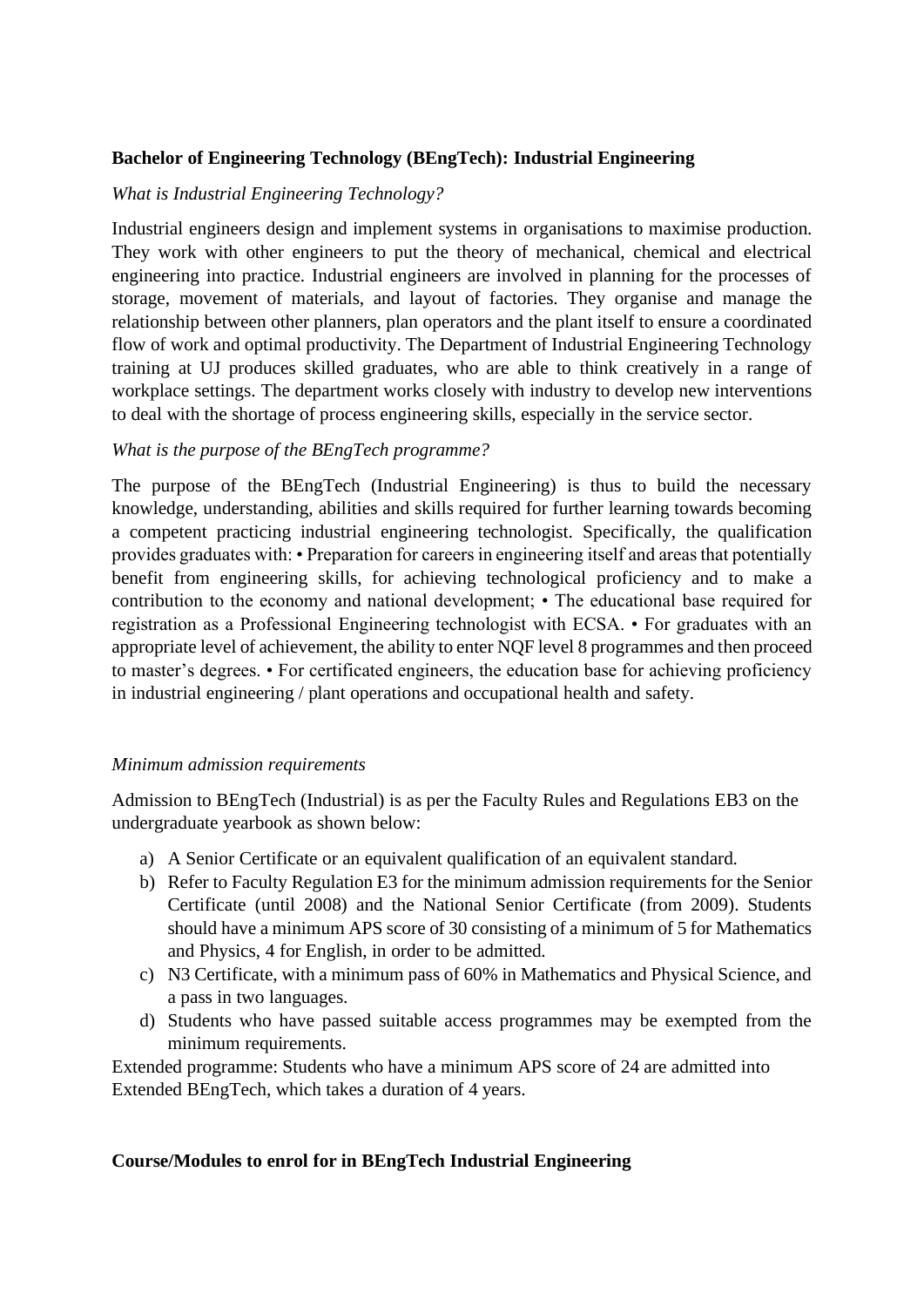**Bachelor of Engineering Technology (BEngTech): Industrial Engineering**

*What is Industrial Engineering Technology?*

Industrial engineers design and implement systems in organisations to maximise production. They work with other engineers to put the theory of mechanical, chemical and electrical engineering into practice. Industrial engineers are involved in planning for the processes of storage, movement of materials, and layout of factories. They organise and manage the relationship between other planners, plan operators and the plant itself to ensure a coordinated flow of work and optimal productivity. The Department of Industrial Engineering Technology training at UJ produces skilled graduates, who are able to think creatively in a range of workplace settings. The department works closely with industry to develop new interventions to deal with the shortage of process engineering skills, especially in the service sector.

*What is the purpose of the BEngTech programme?*

The purpose of the BEngTech (Industrial Engineering) is thus to build the necessary knowledge, understanding, abilities and skills required for further learning towards becoming a competent practicing industrial engineering technologist. Specifically, the qualification provides graduates with: • Preparation for careers in engineering itself and areas that potentially benefit from engineering skills, for achieving technological proficiency and to make a contribution to the economy and national development; • The educational base required for registration as a Professional Engineering technologist with ECSA. • For graduates with an appropriate level of achievement, the ability to enter NQF level 8 programmes and then proceed to master's degrees. • For certificated engineers, the education base for achieving proficiency in industrial engineering / plant operations and occupational health and safety.

*Minimum admission requirements*

Admission to BEngTech (Industrial) is as per the Faculty Rules and Regulations EB3 on the undergraduate yearbook as shown below:

a) A Senior Certificate or an equivalent qualification of an equivalent standard.
b) Refer to Faculty Regulation E3 for the minimum admission requirements for the Senior Certificate (until 2008) and the National Senior Certificate (from 2009). Students should have a minimum APS score of 30 consisting of a minimum of 5 for Mathematics and Physics, 4 for English, in order to be admitted.
c) N3 Certificate, with a minimum pass of 60% in Mathematics and Physical Science, and a pass in two languages.
d) Students who have passed suitable access programmes may be exempted from the minimum requirements.

Extended programme: Students who have a minimum APS score of 24 are admitted into Extended BEngTech, which takes a duration of 4 years.

**Course/Modules to enrol for in BEngTech Industrial Engineering**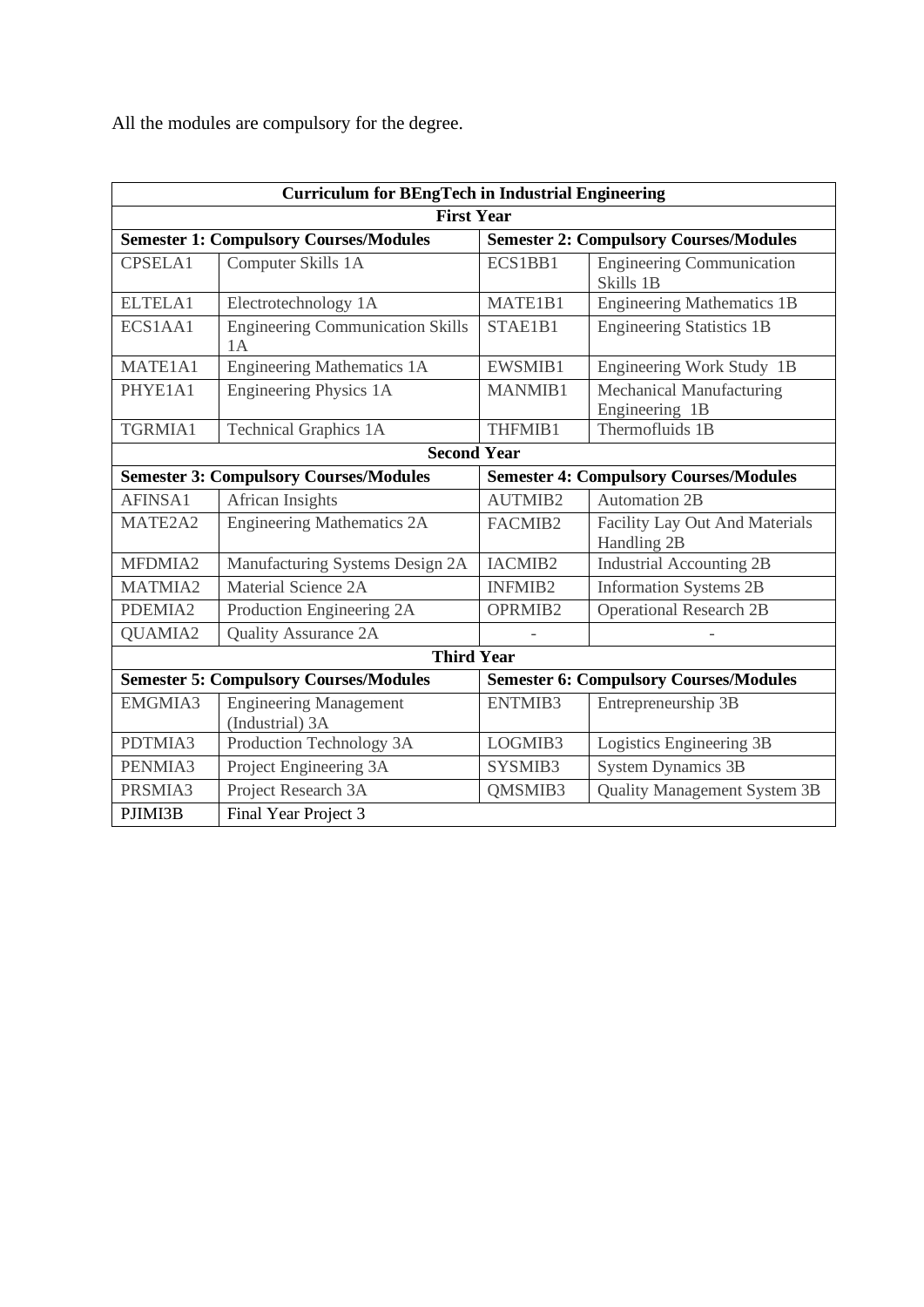All the modules are compulsory for the degree.

| Curriculum for BEngTech in Industrial Engineering | | | |
|---|---|---|---|
| **First Year** | | | |
| **Semester 1: Compulsory Courses/Modules** | | **Semester 2: Compulsory Courses/Modules** | |
| CPSELA1 | Computer Skills 1A | ECS1BB1 | Engineering Communication Skills 1B |
| ELTELA1 | Electrotechnology 1A | MATE1B1 | Engineering Mathematics 1B |
| ECS1AA1 | Engineering Communication Skills 1A | STAE1B1 | Engineering Statistics 1B |
| MATE1A1 | Engineering Mathematics 1A | EWSMIB1 | Engineering Work Study 1B |
| PHYE1A1 | Engineering Physics 1A | MANMIB1 | Mechanical Manufacturing Engineering 1B |
| TGRMIA1 | Technical Graphics 1A | THFMIB1 | Thermofluids 1B |
| **Second Year** | | | |
| **Semester 3: Compulsory Courses/Modules** | | **Semester 4: Compulsory Courses/Modules** | |
| AFINSA1 | African Insights | AUTMIB2 | Automation 2B |
| MATE2A2 | Engineering Mathematics 2A | FACMIB2 | Facility Lay Out And Materials Handling 2B |
| MFDMIA2 | Manufacturing Systems Design 2A | IACMIB2 | Industrial Accounting 2B |
| MATMIA2 | Material Science 2A | INFMIB2 | Information Systems 2B |
| PDEMIA2 | Production Engineering 2A | OPRMIB2 | Operational Research 2B |
| QUAMIA2 | Quality Assurance 2A | - | - |
| **Third Year** | | | |
| **Semester 5: Compulsory Courses/Modules** | | **Semester 6: Compulsory Courses/Modules** | |
| EMGMIA3 | Engineering Management (Industrial) 3A | ENTMIB3 | Entrepreneurship 3B |
| PDTMIA3 | Production Technology 3A | LOGMIB3 | Logistics Engineering 3B |
| PENMIA3 | Project Engineering 3A | SYSMIB3 | System Dynamics 3B |
| PRSMIA3 | Project Research 3A | QMSMIB3 | Quality Management System 3B |
| PJIMI3B | Final Year Project 3 | | |